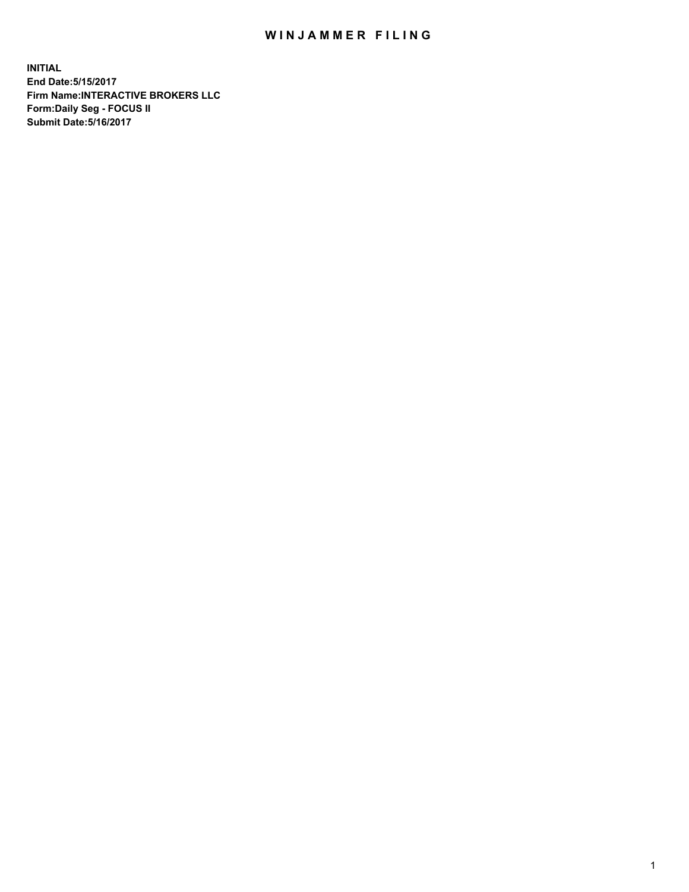# WINJAMMER FILING

**INITIAL**
**End Date:5/15/2017**
**Firm Name:INTERACTIVE BROKERS LLC**
**Form:Daily Seg - FOCUS II**
**Submit Date:5/16/2017**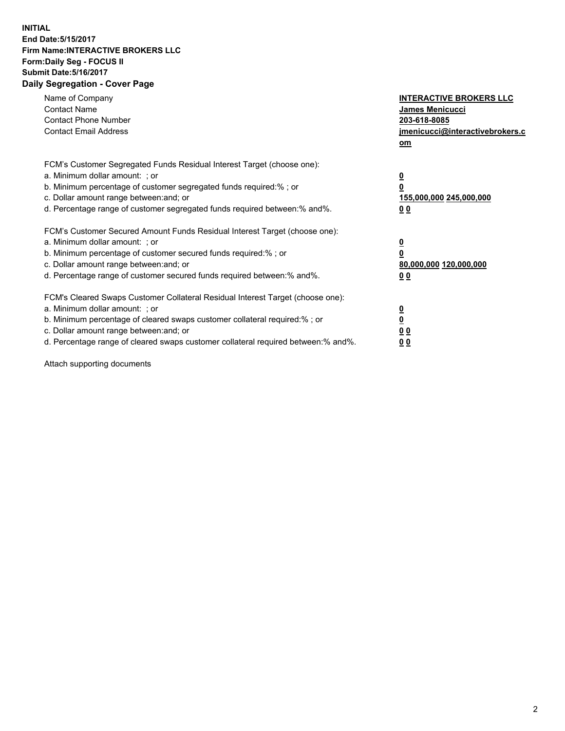**INITIAL**
**End Date:5/15/2017**
**Firm Name:INTERACTIVE BROKERS LLC**
**Form:Daily Seg - FOCUS II**
**Submit Date:5/16/2017**

## Daily Segregation - Cover Page

| | |
|---|---|
| Name of Company | **INTERACTIVE BROKERS LLC** |
| Contact Name | **James Menicucci** |
| Contact Phone Number | **203-618-8085** |
| Contact Email Address | **jmenicucci@interactivebrokers.com** |

FCM's Customer Segregated Funds Residual Interest Target (choose one):

| | |
|---|---|
| a. Minimum dollar amount: ; or | **0** |
| b. Minimum percentage of customer segregated funds required:% ; or | **0** |
| c. Dollar amount range between:and; or | **155,000,000 245,000,000** |
| d. Percentage range of customer segregated funds required between:% and%. | **0 0** |

FCM's Customer Secured Amount Funds Residual Interest Target (choose one):

| | |
|---|---|
| a. Minimum dollar amount: ; or | **0** |
| b. Minimum percentage of customer secured funds required:% ; or | **0** |
| c. Dollar amount range between:and; or | **80,000,000 120,000,000** |
| d. Percentage range of customer secured funds required between:% and%. | **0 0** |

FCM's Cleared Swaps Customer Collateral Residual Interest Target (choose one):

| | |
|---|---|
| a. Minimum dollar amount: ; or | **0** |
| b. Minimum percentage of cleared swaps customer collateral required:% ; or | **0** |
| c. Dollar amount range between:and; or | **0 0** |
| d. Percentage range of cleared swaps customer collateral required between:% and%. | **0 0** |

Attach supporting documents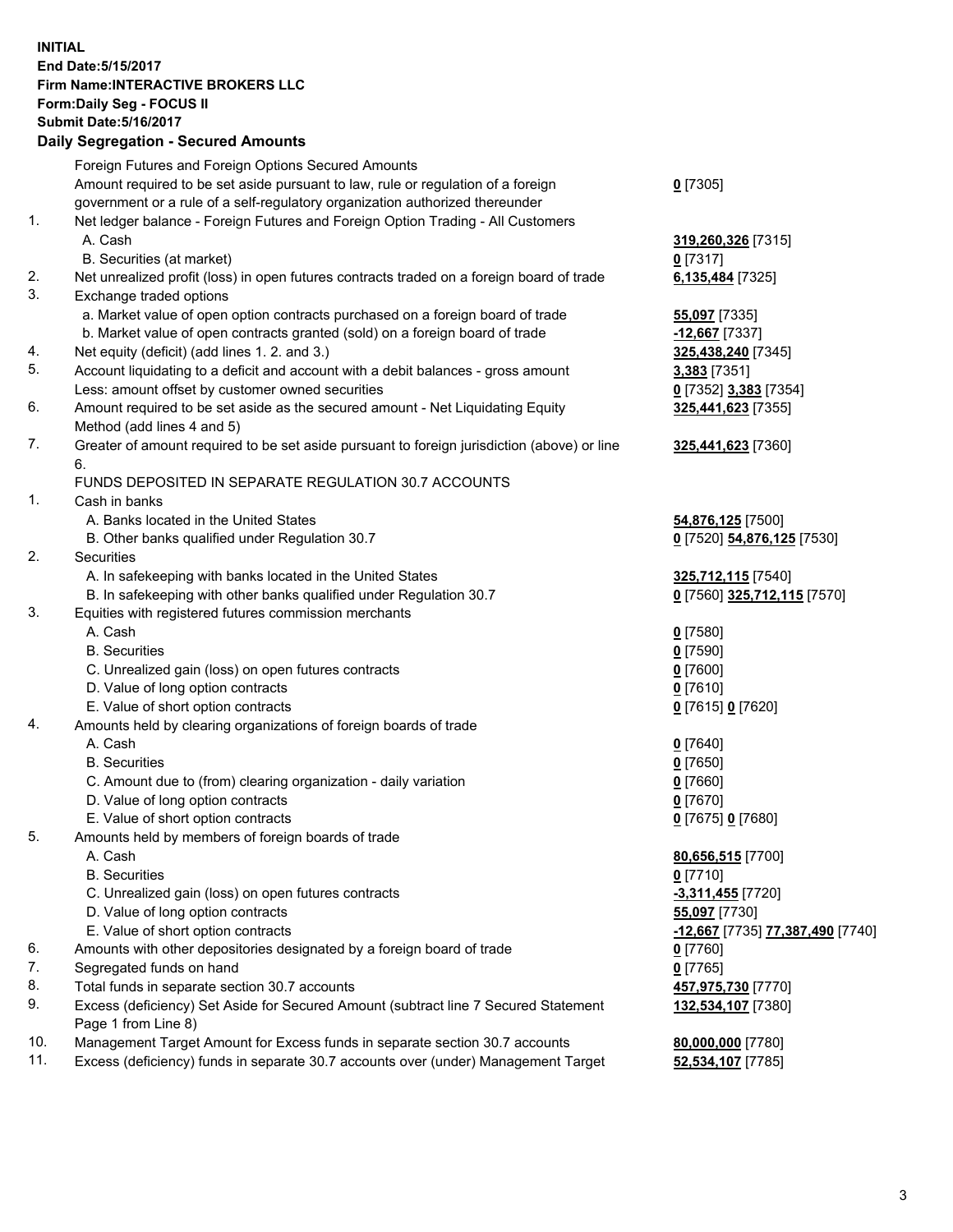**INITIAL**
**End Date:5/15/2017**
**Firm Name:INTERACTIVE BROKERS LLC**
**Form:Daily Seg - FOCUS II**
**Submit Date:5/16/2017**

## Daily Segregation - Secured Amounts

| | | |
|---|---|---|
| | Foreign Futures and Foreign Options Secured Amounts | |
| | Amount required to be set aside pursuant to law, rule or regulation of a foreign government or a rule of a self-regulatory organization authorized thereunder | **0** [7305] |
| 1. | Net ledger balance - Foreign Futures and Foreign Option Trading - All Customers | |
| | A. Cash | **319,260,326** [7315] |
| | B. Securities (at market) | **0** [7317] |
| 2. | Net unrealized profit (loss) in open futures contracts traded on a foreign board of trade | **6,135,484** [7325] |
| 3. | Exchange traded options | |
| | a. Market value of open option contracts purchased on a foreign board of trade | **55,097** [7335] |
| | b. Market value of open contracts granted (sold) on a foreign board of trade | **-12,667** [7337] |
| 4. | Net equity (deficit) (add lines 1. 2. and 3.) | **325,438,240** [7345] |
| 5. | Account liquidating to a deficit and account with a debit balances - gross amount | **3,383** [7351] |
| | Less: amount offset by customer owned securities | **0** [7352] **3,383** [7354] |
| 6. | Amount required to be set aside as the secured amount - Net Liquidating Equity Method (add lines 4 and 5) | **325,441,623** [7355] |
| 7. | Greater of amount required to be set aside pursuant to foreign jurisdiction (above) or line 6. | **325,441,623** [7360] |
| | FUNDS DEPOSITED IN SEPARATE REGULATION 30.7 ACCOUNTS | |
| 1. | Cash in banks | |
| | A. Banks located in the United States | **54,876,125** [7500] |
| | B. Other banks qualified under Regulation 30.7 | **0** [7520] **54,876,125** [7530] |
| 2. | Securities | |
| | A. In safekeeping with banks located in the United States | **325,712,115** [7540] |
| | B. In safekeeping with other banks qualified under Regulation 30.7 | **0** [7560] **325,712,115** [7570] |
| 3. | Equities with registered futures commission merchants | |
| | A. Cash | **0** [7580] |
| | B. Securities | **0** [7590] |
| | C. Unrealized gain (loss) on open futures contracts | **0** [7600] |
| | D. Value of long option contracts | **0** [7610] |
| | E. Value of short option contracts | **0** [7615] **0** [7620] |
| 4. | Amounts held by clearing organizations of foreign boards of trade | |
| | A. Cash | **0** [7640] |
| | B. Securities | **0** [7650] |
| | C. Amount due to (from) clearing organization - daily variation | **0** [7660] |
| | D. Value of long option contracts | **0** [7670] |
| | E. Value of short option contracts | **0** [7675] **0** [7680] |
| 5. | Amounts held by members of foreign boards of trade | |
| | A. Cash | **80,656,515** [7700] |
| | B. Securities | **0** [7710] |
| | C. Unrealized gain (loss) on open futures contracts | **-3,311,455** [7720] |
| | D. Value of long option contracts | **55,097** [7730] |
| | E. Value of short option contracts | **-12,667** [7735] **77,387,490** [7740] |
| 6. | Amounts with other depositories designated by a foreign board of trade | **0** [7760] |
| 7. | Segregated funds on hand | **0** [7765] |
| 8. | Total funds in separate section 30.7 accounts | **457,975,730** [7770] |
| 9. | Excess (deficiency) Set Aside for Secured Amount (subtract line 7 Secured Statement Page 1 from Line 8) | **132,534,107** [7380] |
| 10. | Management Target Amount for Excess funds in separate section 30.7 accounts | **80,000,000** [7780] |
| 11. | Excess (deficiency) funds in separate 30.7 accounts over (under) Management Target | **52,534,107** [7785] |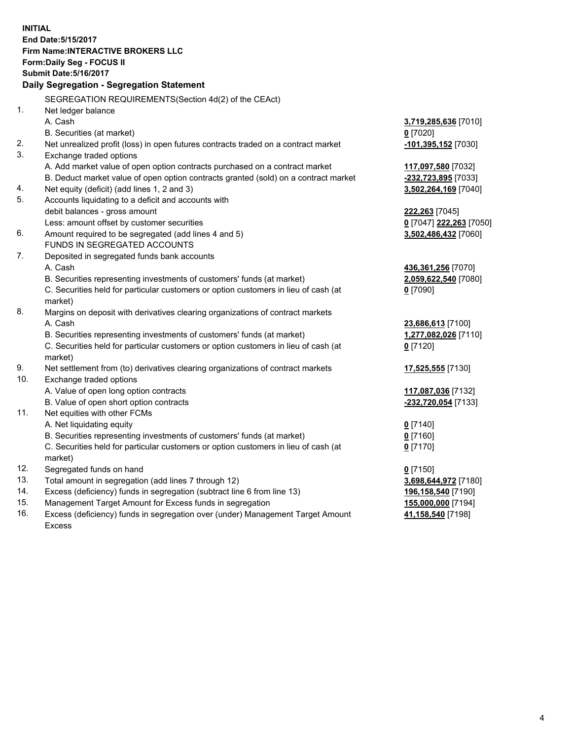**INITIAL**
**End Date:5/15/2017**
**Firm Name:INTERACTIVE BROKERS LLC**
**Form:Daily Seg - FOCUS II**
**Submit Date:5/16/2017**

**Daily Segregation - Segregation Statement**

| | | |
|---|---|---|
| | SEGREGATION REQUIREMENTS(Section 4d(2) of the CEAct) | |
| 1. | Net ledger balance | |
| | A. Cash | **3,719,285,636** [7010] |
| | B. Securities (at market) | **0** [7020] |
| 2. | Net unrealized profit (loss) in open futures contracts traded on a contract market | **-101,395,152** [7030] |
| 3. | Exchange traded options | |
| | A. Add market value of open option contracts purchased on a contract market | **117,097,580** [7032] |
| | B. Deduct market value of open option contracts granted (sold) on a contract market | **-232,723,895** [7033] |
| 4. | Net equity (deficit) (add lines 1, 2 and 3) | **3,502,264,169** [7040] |
| 5. | Accounts liquidating to a deficit and accounts with debit balances - gross amount | **222,263** [7045] |
| | Less: amount offset by customer securities | **0** [7047] **222,263** [7050] |
| 6. | Amount required to be segregated (add lines 4 and 5) | **3,502,486,432** [7060] |
| | FUNDS IN SEGREGATED ACCOUNTS | |
| 7. | Deposited in segregated funds bank accounts | |
| | A. Cash | **436,361,256** [7070] |
| | B. Securities representing investments of customers' funds (at market) | **2,059,622,540** [7080] |
| | C. Securities held for particular customers or option customers in lieu of cash (at market) | **0** [7090] |
| 8. | Margins on deposit with derivatives clearing organizations of contract markets | |
| | A. Cash | **23,686,613** [7100] |
| | B. Securities representing investments of customers' funds (at market) | **1,277,082,026** [7110] |
| | C. Securities held for particular customers or option customers in lieu of cash (at market) | **0** [7120] |
| 9. | Net settlement from (to) derivatives clearing organizations of contract markets | **17,525,555** [7130] |
| 10. | Exchange traded options | |
| | A. Value of open long option contracts | **117,087,036** [7132] |
| | B. Value of open short option contracts | **-232,720,054** [7133] |
| 11. | Net equities with other FCMs | |
| | A. Net liquidating equity | **0** [7140] |
| | B. Securities representing investments of customers' funds (at market) | **0** [7160] |
| | C. Securities held for particular customers or option customers in lieu of cash (at market) | **0** [7170] |
| 12. | Segregated funds on hand | **0** [7150] |
| 13. | Total amount in segregation (add lines 7 through 12) | **3,698,644,972** [7180] |
| 14. | Excess (deficiency) funds in segregation (subtract line 6 from line 13) | **196,158,540** [7190] |
| 15. | Management Target Amount for Excess funds in segregation | **155,000,000** [7194] |
| 16. | Excess (deficiency) funds in segregation over (under) Management Target Amount Excess | **41,158,540** [7198] |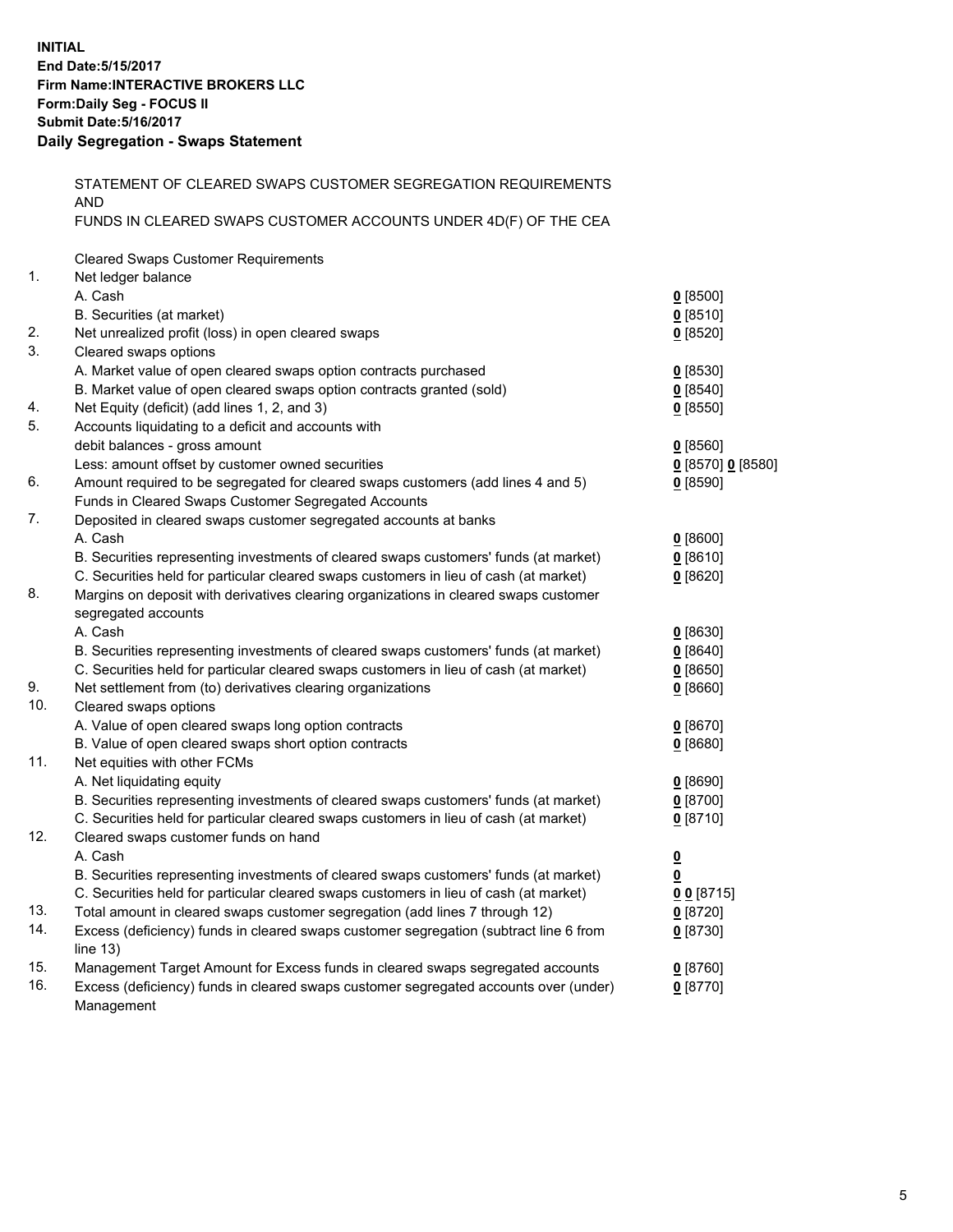**INITIAL**
**End Date:5/15/2017**
**Firm Name:INTERACTIVE BROKERS LLC**
**Form:Daily Seg - FOCUS II**
**Submit Date:5/16/2017**
**Daily Segregation - Swaps Statement**

STATEMENT OF CLEARED SWAPS CUSTOMER SEGREGATION REQUIREMENTS AND FUNDS IN CLEARED SWAPS CUSTOMER ACCOUNTS UNDER 4D(F) OF THE CEA

| | | |
|---|---|---|
| | Cleared Swaps Customer Requirements | |
| 1. | Net ledger balance | |
| | A. Cash | 0 [8500] |
| | B. Securities (at market) | 0 [8510] |
| 2. | Net unrealized profit (loss) in open cleared swaps | 0 [8520] |
| 3. | Cleared swaps options | |
| | A. Market value of open cleared swaps option contracts purchased | 0 [8530] |
| | B. Market value of open cleared swaps option contracts granted (sold) | 0 [8540] |
| 4. | Net Equity (deficit) (add lines 1, 2, and 3) | 0 [8550] |
| 5. | Accounts liquidating to a deficit and accounts with debit balances - gross amount | 0 [8560] |
| | Less: amount offset by customer owned securities | 0 [8570] 0 [8580] |
| 6. | Amount required to be segregated for cleared swaps customers (add lines 4 and 5) | 0 [8590] |
| | Funds in Cleared Swaps Customer Segregated Accounts | |
| 7. | Deposited in cleared swaps customer segregated accounts at banks | |
| | A. Cash | 0 [8600] |
| | B. Securities representing investments of cleared swaps customers' funds (at market) | 0 [8610] |
| | C. Securities held for particular cleared swaps customers in lieu of cash (at market) | 0 [8620] |
| 8. | Margins on deposit with derivatives clearing organizations in cleared swaps customer segregated accounts | |
| | A. Cash | 0 [8630] |
| | B. Securities representing investments of cleared swaps customers' funds (at market) | 0 [8640] |
| | C. Securities held for particular cleared swaps customers in lieu of cash (at market) | 0 [8650] |
| 9. | Net settlement from (to) derivatives clearing organizations | 0 [8660] |
| 10. | Cleared swaps options | |
| | A. Value of open cleared swaps long option contracts | 0 [8670] |
| | B. Value of open cleared swaps short option contracts | 0 [8680] |
| 11. | Net equities with other FCMs | |
| | A. Net liquidating equity | 0 [8690] |
| | B. Securities representing investments of cleared swaps customers' funds (at market) | 0 [8700] |
| | C. Securities held for particular cleared swaps customers in lieu of cash (at market) | 0 [8710] |
| 12. | Cleared swaps customer funds on hand | |
| | A. Cash | 0 |
| | B. Securities representing investments of cleared swaps customers' funds (at market) | 0 |
| | C. Securities held for particular cleared swaps customers in lieu of cash (at market) | 0 0 [8715] |
| 13. | Total amount in cleared swaps customer segregation (add lines 7 through 12) | 0 [8720] |
| 14. | Excess (deficiency) funds in cleared swaps customer segregation (subtract line 6 from line 13) | 0 [8730] |
| 15. | Management Target Amount for Excess funds in cleared swaps segregated accounts | 0 [8760] |
| 16. | Excess (deficiency) funds in cleared swaps customer segregated accounts over (under) Management | 0 [8770] |